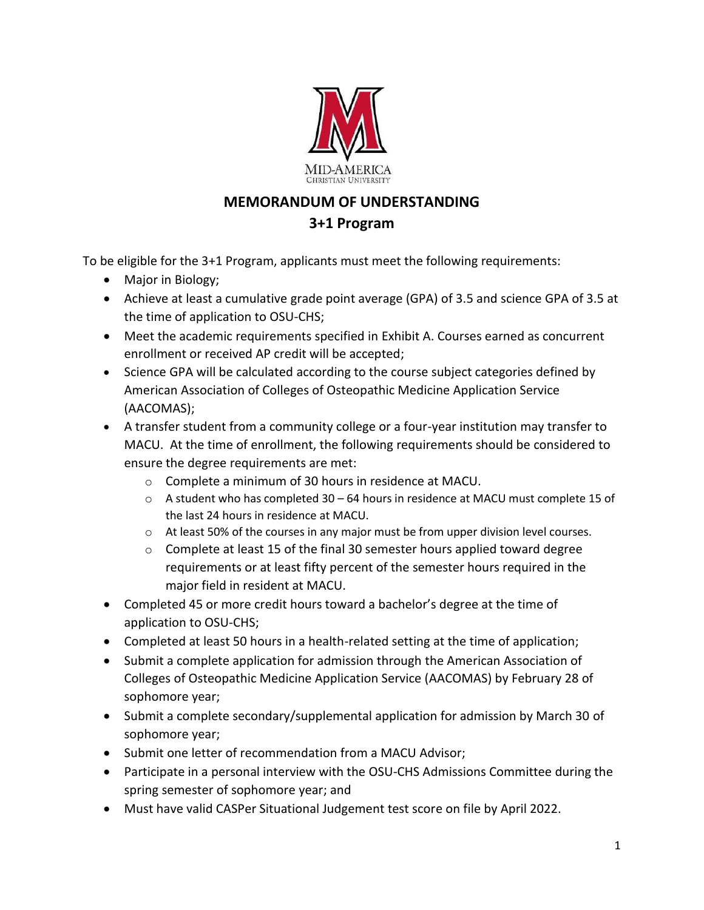MID-AMERICA
CHRISTIAN UNIVERSITY

# MEMORANDUM OF UNDERSTANDING

## 3+1 Program

To be eligible for the 3+1 Program, applicants must meet the following requirements:

- Major in Biology;
- Achieve at least a cumulative grade point average (GPA) of 3.5 and science GPA of 3.5 at the time of application to OSU-CHS;
- Meet the academic requirements specified in Exhibit A. Courses earned as concurrent enrollment or received AP credit will be accepted;
- Science GPA will be calculated according to the course subject categories defined by American Association of Colleges of Osteopathic Medicine Application Service (AACOMAS);
- A transfer student from a community college or a four-year institution may transfer to MACU. At the time of enrollment, the following requirements should be considered to ensure the degree requirements are met:
  - Complete a minimum of 30 hours in residence at MACU.
  - A student who has completed 30 – 64 hours in residence at MACU must complete 15 of the last 24 hours in residence at MACU.
  - At least 50% of the courses in any major must be from upper division level courses.
  - Complete at least 15 of the final 30 semester hours applied toward degree requirements or at least fifty percent of the semester hours required in the major field in resident at MACU.
- Completed 45 or more credit hours toward a bachelor's degree at the time of application to OSU-CHS;
- Completed at least 50 hours in a health-related setting at the time of application;
- Submit a complete application for admission through the American Association of Colleges of Osteopathic Medicine Application Service (AACOMAS) by February 28 of sophomore year;
- Submit a complete secondary/supplemental application for admission by March 30 of sophomore year;
- Submit one letter of recommendation from a MACU Advisor;
- Participate in a personal interview with the OSU-CHS Admissions Committee during the spring semester of sophomore year; and
- Must have valid CASPer Situational Judgement test score on file by April 2022.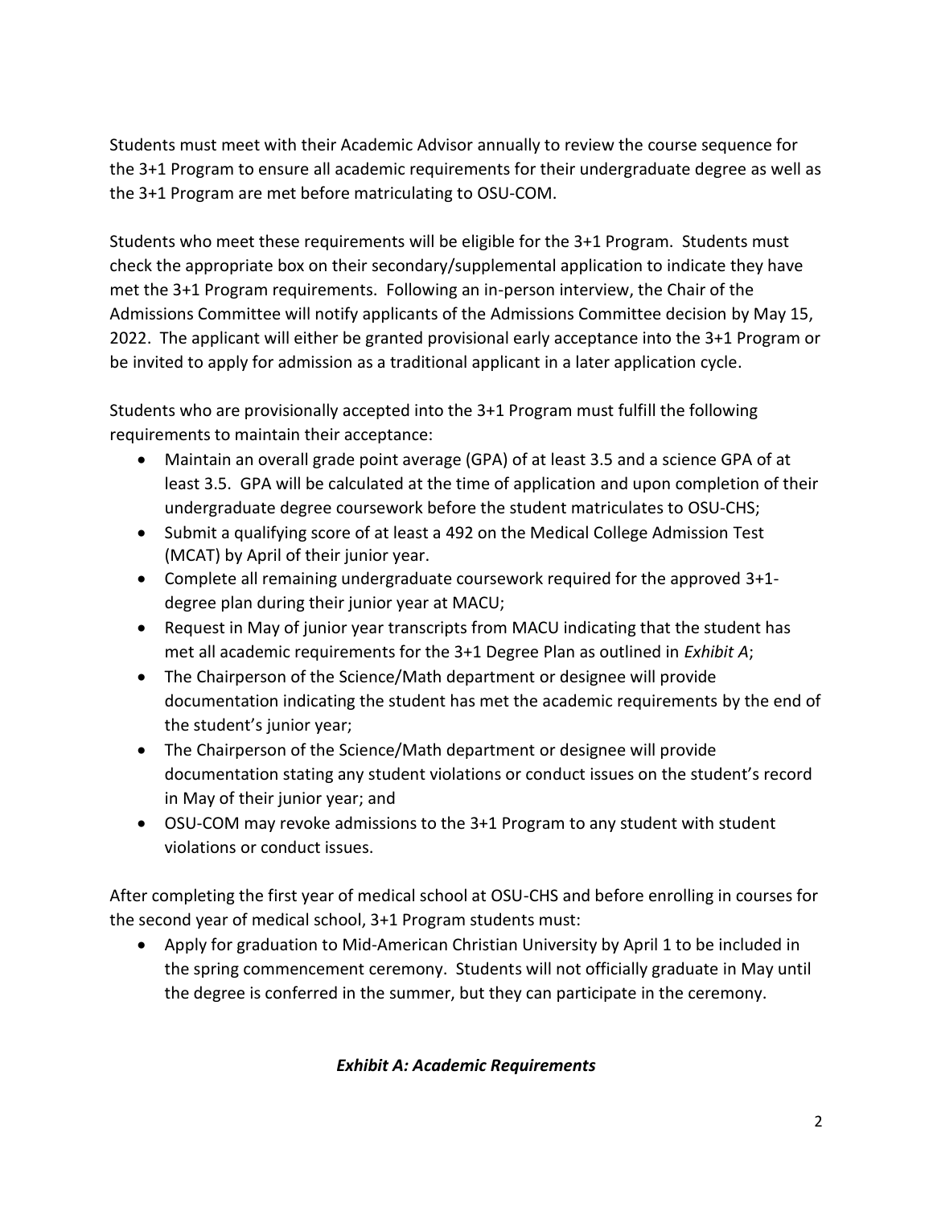Students must meet with their Academic Advisor annually to review the course sequence for the 3+1 Program to ensure all academic requirements for their undergraduate degree as well as the 3+1 Program are met before matriculating to OSU-COM.

Students who meet these requirements will be eligible for the 3+1 Program. Students must check the appropriate box on their secondary/supplemental application to indicate they have met the 3+1 Program requirements. Following an in-person interview, the Chair of the Admissions Committee will notify applicants of the Admissions Committee decision by May 15, 2022. The applicant will either be granted provisional early acceptance into the 3+1 Program or be invited to apply for admission as a traditional applicant in a later application cycle.

Students who are provisionally accepted into the 3+1 Program must fulfill the following requirements to maintain their acceptance:

- Maintain an overall grade point average (GPA) of at least 3.5 and a science GPA of at least 3.5. GPA will be calculated at the time of application and upon completion of their undergraduate degree coursework before the student matriculates to OSU-CHS;
- Submit a qualifying score of at least a 492 on the Medical College Admission Test (MCAT) by April of their junior year.
- Complete all remaining undergraduate coursework required for the approved 3+1-degree plan during their junior year at MACU;
- Request in May of junior year transcripts from MACU indicating that the student has met all academic requirements for the 3+1 Degree Plan as outlined in *Exhibit A*;
- The Chairperson of the Science/Math department or designee will provide documentation indicating the student has met the academic requirements by the end of the student's junior year;
- The Chairperson of the Science/Math department or designee will provide documentation stating any student violations or conduct issues on the student's record in May of their junior year; and
- OSU-COM may revoke admissions to the 3+1 Program to any student with student violations or conduct issues.

After completing the first year of medical school at OSU-CHS and before enrolling in courses for the second year of medical school, 3+1 Program students must:

- Apply for graduation to Mid-American Christian University by April 1 to be included in the spring commencement ceremony. Students will not officially graduate in May until the degree is conferred in the summer, but they can participate in the ceremony.

## ***Exhibit A: Academic Requirements***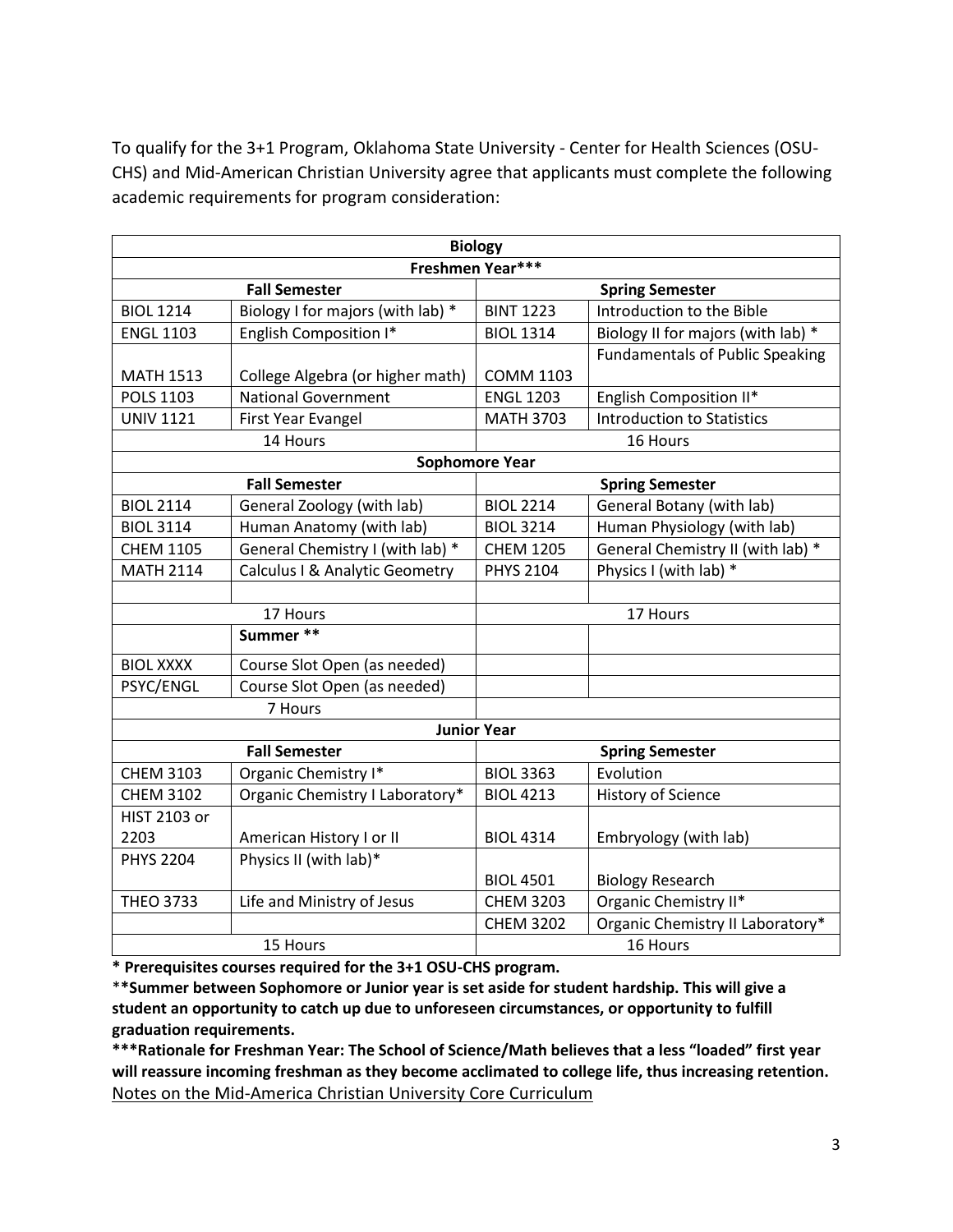To qualify for the 3+1 Program, Oklahoma State University - Center for Health Sciences (OSU-CHS) and Mid-American Christian University agree that applicants must complete the following academic requirements for program consideration:

| Biology | | | |
|---|---|---|---|
| **Freshmen Year*** ** | | | |
| **Fall Semester** | | **Spring Semester** | |
| BIOL 1214 | Biology I for majors (with lab) * | BINT 1223 | Introduction to the Bible |
| ENGL 1103 | English Composition I* | BIOL 1314 | Biology II for majors (with lab) * |
| MATH 1513 | College Algebra (or higher math) | COMM 1103 | Fundamentals of Public Speaking |
| POLS 1103 | National Government | ENGL 1203 | English Composition II* |
| UNIV 1121 | First Year Evangel | MATH 3703 | Introduction to Statistics |
| 14 Hours | | 16 Hours | |
| **Sophomore Year** | | | |
| **Fall Semester** | | **Spring Semester** | |
| BIOL 2114 | General Zoology (with lab) | BIOL 2214 | General Botany (with lab) |
| BIOL 3114 | Human Anatomy (with lab) | BIOL 3214 | Human Physiology (with lab) |
| CHEM 1105 | General Chemistry I (with lab) * | CHEM 1205 | General Chemistry II (with lab) * |
| MATH 2114 | Calculus I & Analytic Geometry | PHYS 2104 | Physics I (with lab) * |
| | | | |
| 17 Hours | | 17 Hours | |
| | **Summer ** ** | | |
| BIOL XXXX | Course Slot Open (as needed) | | |
| PSYC/ENGL | Course Slot Open (as needed) | | |
| 7 Hours | | | |
| **Junior Year** | | | |
| **Fall Semester** | | **Spring Semester** | |
| CHEM 3103 | Organic Chemistry I* | BIOL 3363 | Evolution |
| CHEM 3102 | Organic Chemistry I Laboratory* | BIOL 4213 | History of Science |
| HIST 2103 or 2203 | American History I or II | BIOL 4314 | Embryology (with lab) |
| PHYS 2204 | Physics II (with lab)* | BIOL 4501 | Biology Research |
| THEO 3733 | Life and Ministry of Jesus | CHEM 3203 | Organic Chemistry II* |
| | | CHEM 3202 | Organic Chemistry II Laboratory* |
| 15 Hours | | 16 Hours | |

**\* Prerequisites courses required for the 3+1 OSU-CHS program.**

****Summer between Sophomore or Junior year is set aside for student hardship. This will give a student an opportunity to catch up due to unforeseen circumstances, or opportunity to fulfill graduation requirements.**

*****Rationale for Freshman Year: The School of Science/Math believes that a less "loaded" first year will reassure incoming freshman as they become acclimated to college life, thus increasing retention.**

<u>Notes on the Mid-America Christian University Core Curriculum</u>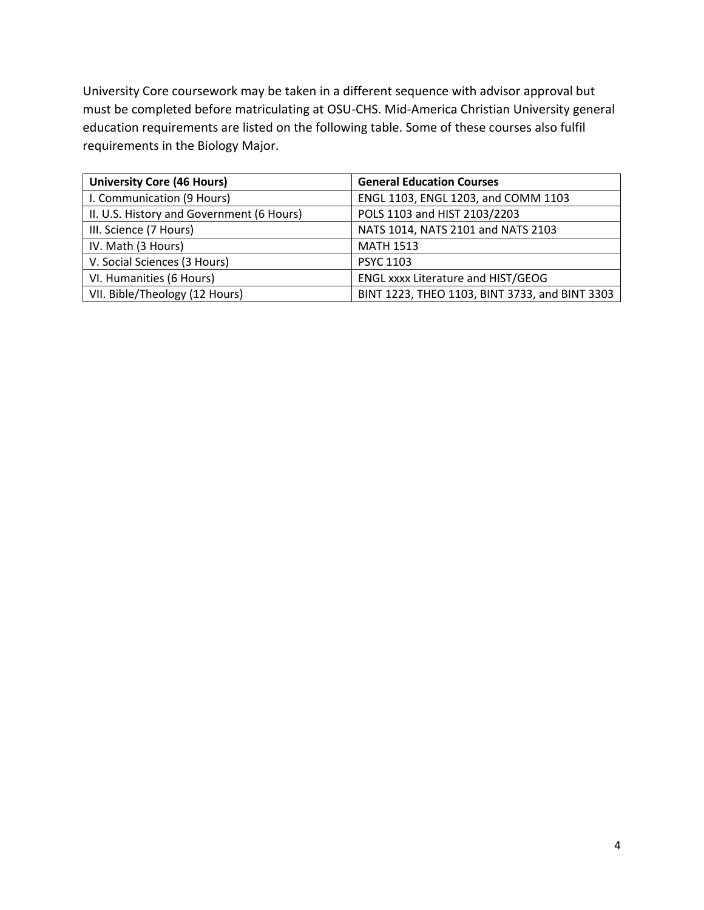University Core coursework may be taken in a different sequence with advisor approval but must be completed before matriculating at OSU-CHS. Mid-America Christian University general education requirements are listed on the following table. Some of these courses also fulfil requirements in the Biology Major.

| **University Core (46 Hours)** | **General Education Courses** |
|---|---|
| I. Communication (9 Hours) | ENGL 1103, ENGL 1203, and COMM 1103 |
| II. U.S. History and Government (6 Hours) | POLS 1103 and HIST 2103/2203 |
| III. Science (7 Hours) | NATS 1014, NATS 2101 and NATS 2103 |
| IV. Math (3 Hours) | MATH 1513 |
| V. Social Sciences (3 Hours) | PSYC 1103 |
| VI. Humanities (6 Hours) | ENGL xxxx Literature and HIST/GEOG |
| VII. Bible/Theology (12 Hours) | BINT 1223, THEO 1103, BINT 3733, and BINT 3303 |